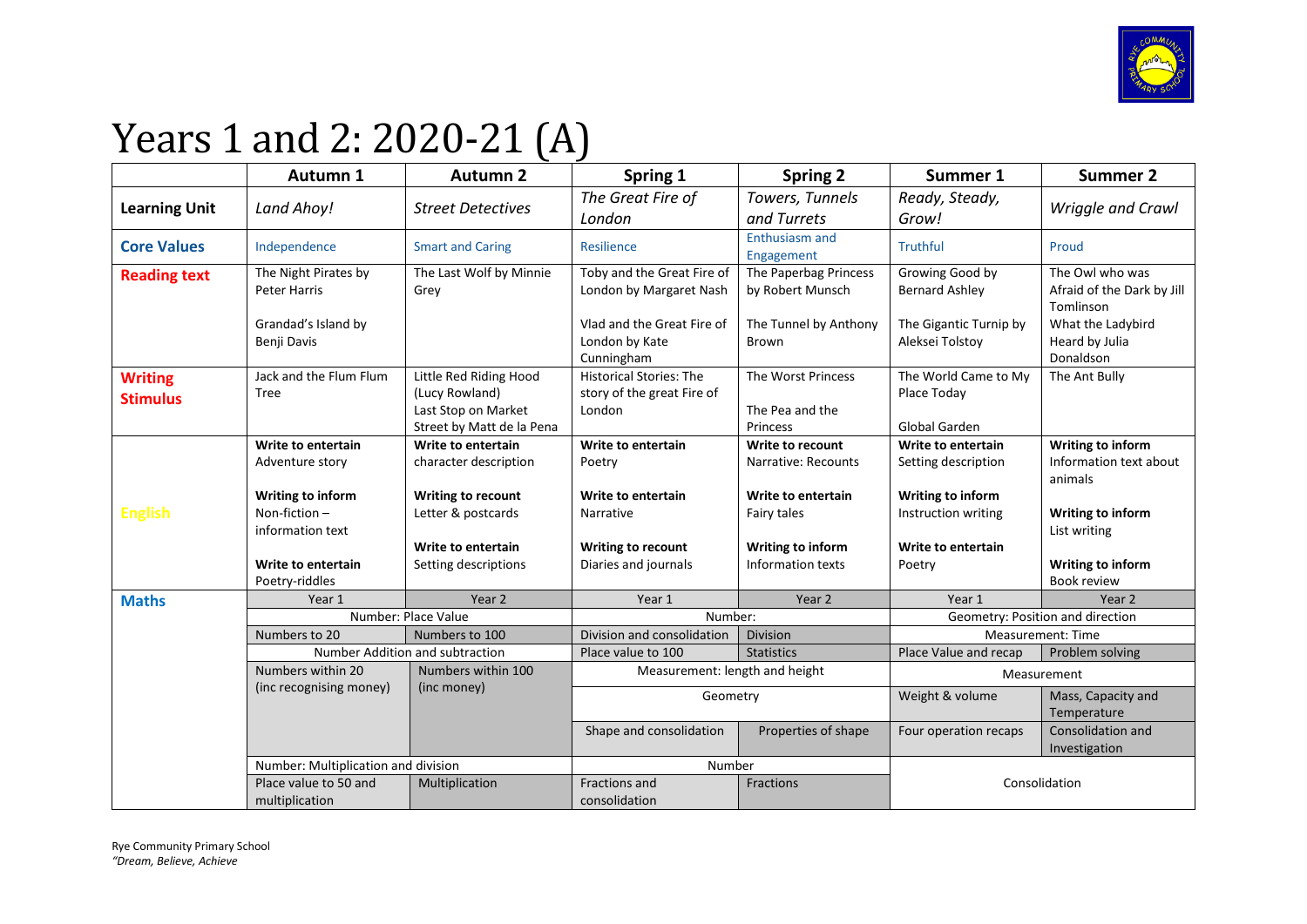# Years 1 and 2: 2020-21 (A)

| | Autumn 1 | Autumn 2 | Spring 1 | Spring 2 | Summer 1 | Summer 2 |
|---|---|---|---|---|---|---|
| **Learning Unit** | *Land Ahoy!* | *Street Detectives* | *The Great Fire of London* | *Towers, Tunnels and Turrets* | *Ready, Steady, Grow!* | *Wriggle and Crawl* |
| **Core Values** | Independence | Smart and Caring | Resilience | Enthusiasm and Engagement | Truthful | Proud |
| **Reading text** | The Night Pirates by Peter Harris<br><br>Grandad's Island by Benji Davis | The Last Wolf by Minnie Grey | Toby and the Great Fire of London by Margaret Nash<br><br>Vlad and the Great Fire of London by Kate Cunningham | The Paperbag Princess by Robert Munsch<br><br>The Tunnel by Anthony Brown | Growing Good by Bernard Ashley<br><br>The Gigantic Turnip by Aleksei Tolstoy | The Owl who was Afraid of the Dark by Jill Tomlinson<br>What the Ladybird Heard by Julia Donaldson |
| **Writing Stimulus** | Jack and the Flum Flum Tree | Little Red Riding Hood (Lucy Rowland)<br>Last Stop on Market Street by Matt de la Pena | Historical Stories: The story of the great Fire of London | The Worst Princess<br><br>The Pea and the Princess | The World Came to My Place Today<br><br>Global Garden | The Ant Bully |
| **English** | **Write to entertain**<br>Adventure story<br><br>**Writing to inform**<br>Non-fiction – information text<br><br>**Write to entertain**<br>Poetry-riddles | **Write to entertain**<br>character description<br><br>**Writing to recount**<br>Letter & postcards<br><br>**Write to entertain**<br>Setting descriptions | **Write to entertain**<br>Poetry<br><br>**Write to entertain**<br>Narrative<br><br>**Writing to recount**<br>Diaries and journals | **Write to recount**<br>Narrative: Recounts<br><br>**Write to entertain**<br>Fairy tales<br><br>**Writing to inform**<br>Information texts | **Write to entertain**<br>Setting description<br><br>**Writing to inform**<br>Instruction writing<br><br>**Write to entertain**<br>Poetry | **Writing to inform**<br>Information text about animals<br><br>**Writing to inform**<br>List writing<br><br>**Writing to inform**<br>Book review |
| **Maths** | Year 1 | Year 2 | Year 1 | Year 2 | Year 1 | Year 2 |
| | Number: Place Value | | Number: | | Geometry: Position and direction | |
| | Numbers to 20 | Numbers to 100 | Division and consolidation | Division | Measurement: Time | |
| | Number Addition and subtraction | | Place value to 100 | Statistics | Place Value and recap | Problem solving |
| | Numbers within 20 (inc recognising money) | Numbers within 100 (inc money) | Measurement: length and height | | Measurement | |
| | | | Geometry | | Weight & volume | Mass, Capacity and Temperature |
| | | | Shape and consolidation | Properties of shape | Four operation recaps | Consolidation and Investigation |
| | Number: Multiplication and division | | Number | | Consolidation | |
| | Place value to 50 and multiplication | Multiplication | Fractions and consolidation | Fractions | | |

Rye Community Primary School
*"Dream, Believe, Achieve*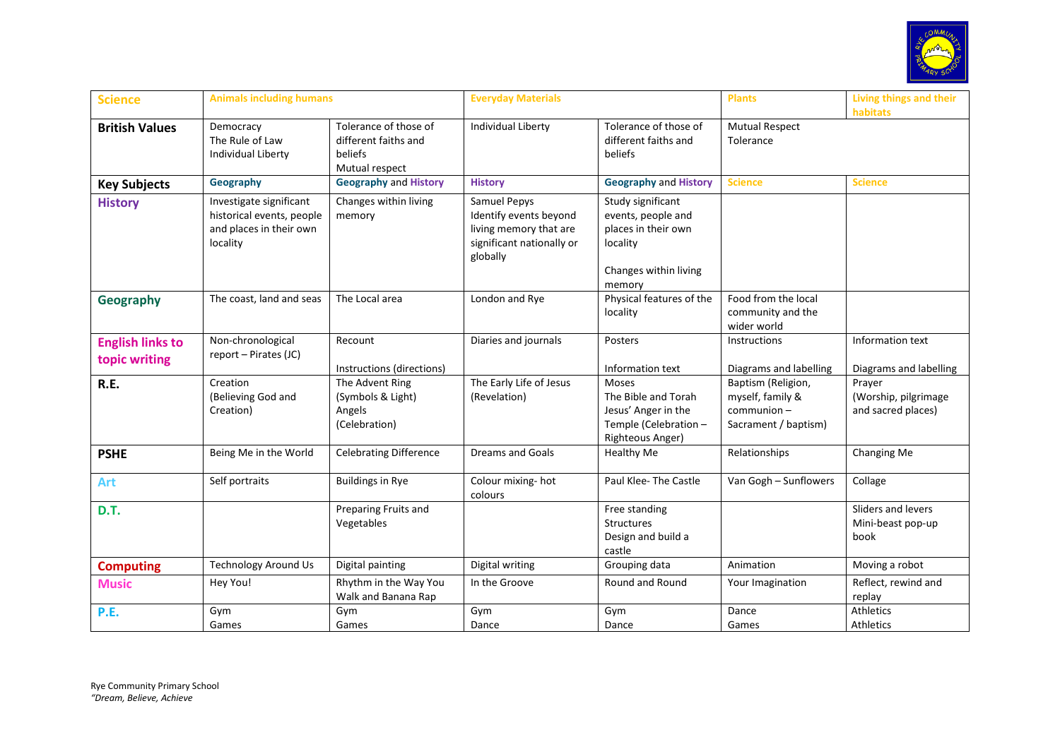| | | | | | | |
|---|---|---|---|---|---|---|
| **Science** | Animals including humans | | Everyday Materials | | Plants | Living things and their habitats |
| **British Values** | Democracy<br>The Rule of Law<br>Individual Liberty | Tolerance of those of different faiths and beliefs<br>Mutual respect | Individual Liberty | Tolerance of those of different faiths and beliefs | Mutual Respect<br>Tolerance | |
| **Key Subjects** | Geography | Geography and History | History | Geography and History | Science | Science |
| **History** | Investigate significant historical events, people and places in their own locality | Changes within living memory | Samuel Pepys<br>Identify events beyond living memory that are significant nationally or globally | Study significant events, people and places in their own locality<br><br>Changes within living memory | | |
| **Geography** | The coast, land and seas | The Local area | London and Rye | Physical features of the locality | Food from the local community and the wider world | |
| **English links to topic writing** | Non-chronological report – Pirates (JC) | Recount<br><br>Instructions (directions) | Diaries and journals | Posters<br><br>Information text | Instructions<br><br>Diagrams and labelling | Information text<br><br>Diagrams and labelling |
| **R.E.** | Creation<br>(Believing God and Creation) | The Advent Ring<br>(Symbols & Light)<br>Angels<br>(Celebration) | The Early Life of Jesus<br>(Revelation) | Moses<br>The Bible and Torah<br>Jesus' Anger in the Temple (Celebration – Righteous Anger) | Baptism (Religion, myself, family & communion – Sacrament / baptism) | Prayer<br>(Worship, pilgrimage and sacred places) |
| **PSHE** | Being Me in the World | Celebrating Difference | Dreams and Goals | Healthy Me | Relationships | Changing Me |
| **Art** | Self portraits | Buildings in Rye | Colour mixing- hot colours | Paul Klee- The Castle | Van Gogh – Sunflowers | Collage |
| **D.T.** | | Preparing Fruits and Vegetables | | Free standing Structures<br>Design and build a castle | | Sliders and levers<br>Mini-beast pop-up book |
| **Computing** | Technology Around Us | Digital painting | Digital writing | Grouping data | Animation | Moving a robot |
| **Music** | Hey You! | Rhythm in the Way You Walk and Banana Rap | In the Groove | Round and Round | Your Imagination | Reflect, rewind and replay |
| **P.E.** | Gym<br>Games | Gym<br>Games | Gym<br>Dance | Gym<br>Dance | Dance<br>Games | Athletics<br>Athletics |